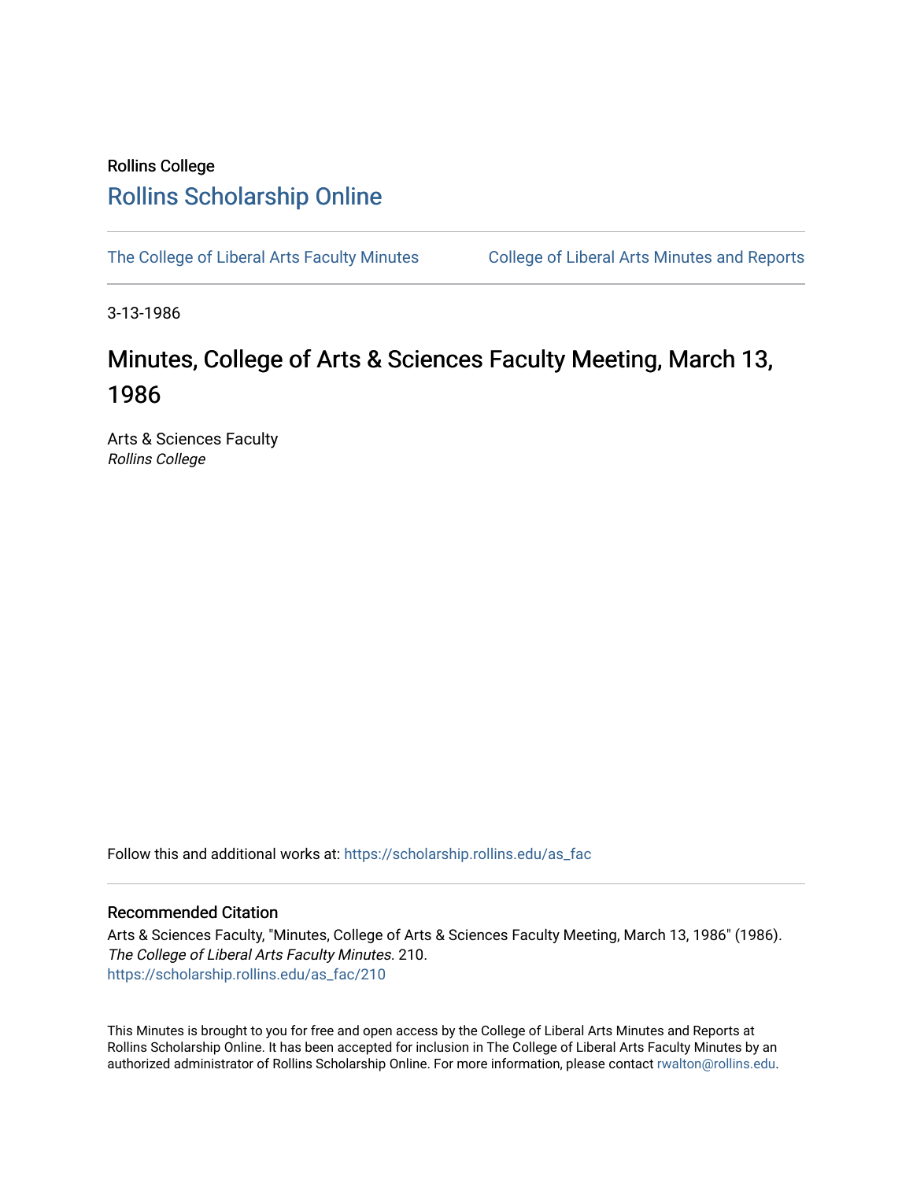Rollins College

# Rollins Scholarship Online

The College of Liberal Arts Faculty Minutes

College of Liberal Arts Minutes and Reports

3-13-1986

# Minutes, College of Arts & Sciences Faculty Meeting, March 13, 1986

Arts & Sciences Faculty
*Rollins College*

Follow this and additional works at: https://scholarship.rollins.edu/as_fac

## Recommended Citation

Arts & Sciences Faculty, "Minutes, College of Arts & Sciences Faculty Meeting, March 13, 1986" (1986). *The College of Liberal Arts Faculty Minutes*. 210.
https://scholarship.rollins.edu/as_fac/210

This Minutes is brought to you for free and open access by the College of Liberal Arts Minutes and Reports at Rollins Scholarship Online. It has been accepted for inclusion in The College of Liberal Arts Faculty Minutes by an authorized administrator of Rollins Scholarship Online. For more information, please contact rwalton@rollins.edu.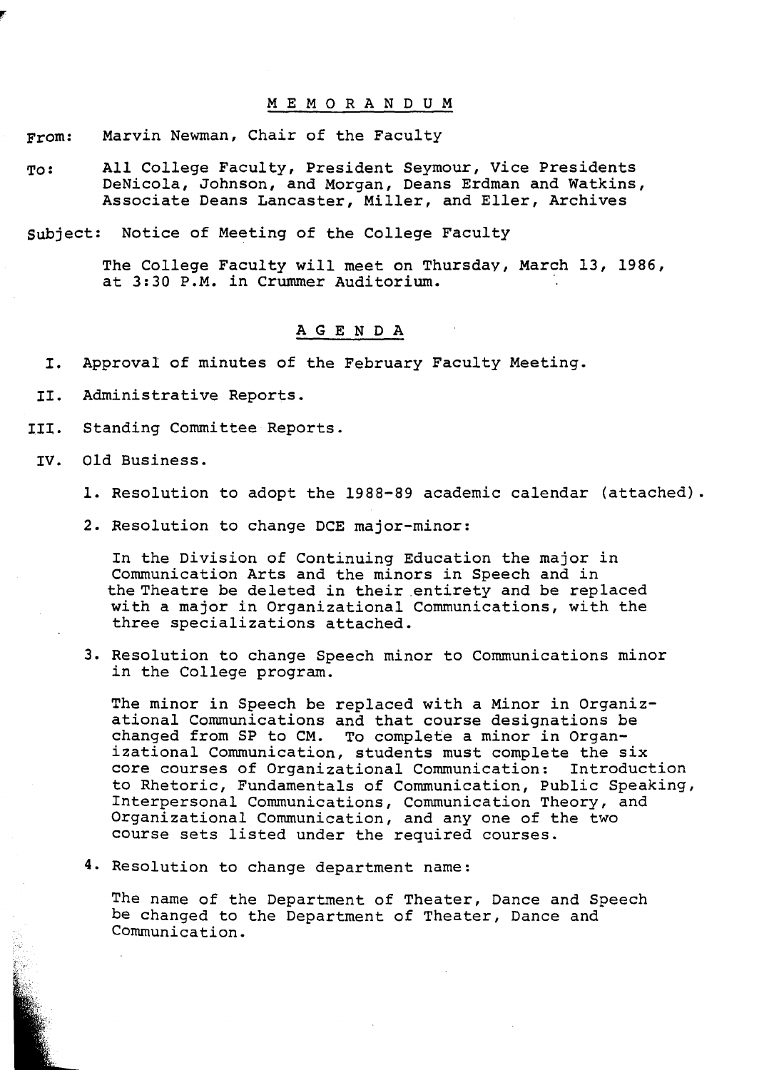# M E M O R A N D U M

**From:** Marvin Newman, Chair of the Faculty

**To:** All College Faculty, President Seymour, Vice Presidents DeNicola, Johnson, and Morgan, Deans Erdman and Watkins, Associate Deans Lancaster, Miller, and Eller, Archives

**Subject:** Notice of Meeting of the College Faculty

The College Faculty will meet on Thursday, March 13, 1986, at 3:30 P.M. in Crummer Auditorium.

## A G E N D A

I. Approval of minutes of the February Faculty Meeting.

II. Administrative Reports.

III. Standing Committee Reports.

IV. Old Business.

1. Resolution to adopt the 1988-89 academic calendar (attached).

2. Resolution to change DCE major-minor:

   In the Division of Continuing Education the major in Communication Arts and the minors in Speech and in the Theatre be deleted in their entirety and be replaced with a major in Organizational Communications, with the three specializations attached.

3. Resolution to change Speech minor to Communications minor in the College program.

   The minor in Speech be replaced with a Minor in Organizational Communications and that course designations be changed from SP to CM. To complete a minor in Organizational Communication, students must complete the six core courses of Organizational Communication: Introduction to Rhetoric, Fundamentals of Communication, Public Speaking, Interpersonal Communications, Communication Theory, and Organizational Communication, and any one of the two course sets listed under the required courses.

4. Resolution to change department name:

   The name of the Department of Theater, Dance and Speech be changed to the Department of Theater, Dance and Communication.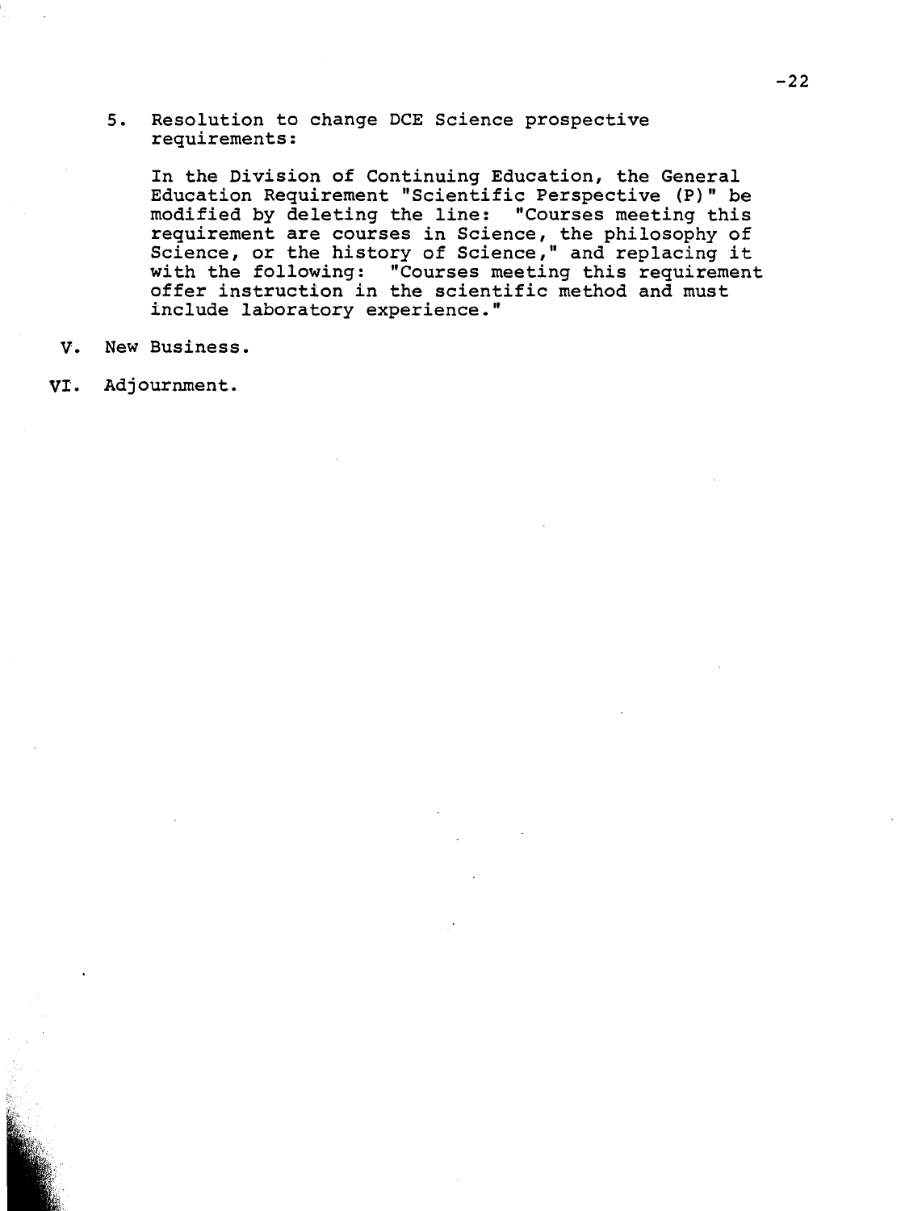5. Resolution to change DCE Science prospective requirements:

   In the Division of Continuing Education, the General Education Requirement "Scientific Perspective (P)" be modified by deleting the line: "Courses meeting this requirement are courses in Science, the philosophy of Science, or the history of Science," and replacing it with the following: "Courses meeting this requirement offer instruction in the scientific method and must include laboratory experience."

V. New Business.

VI. Adjournment.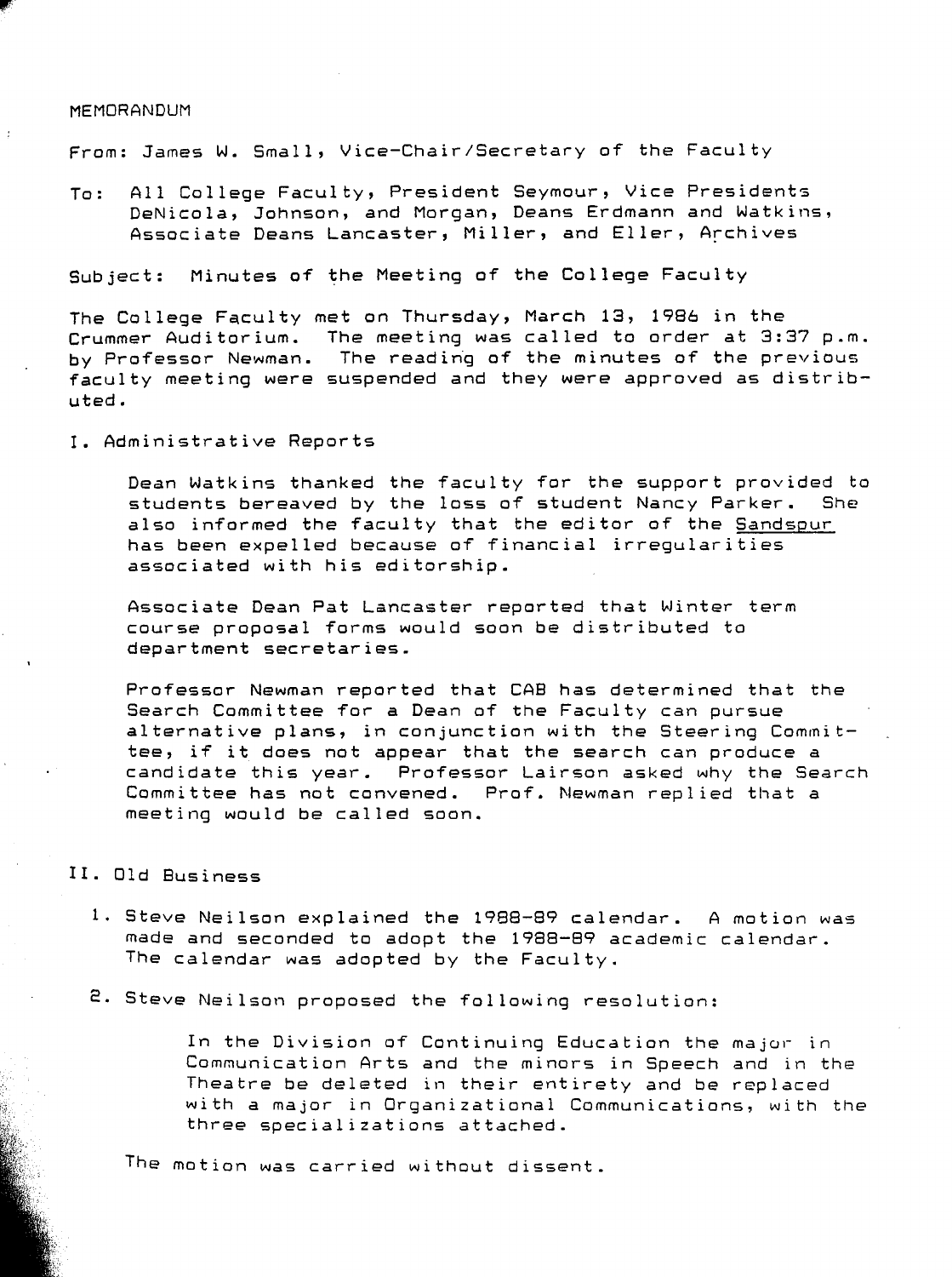MEMORANDUM

From: James W. Small, Vice-Chair/Secretary of the Faculty

To: All College Faculty, President Seymour, Vice Presidents DeNicola, Johnson, and Morgan, Deans Erdmann and Watkins, Associate Deans Lancaster, Miller, and Eller, Archives

Subject: Minutes of the Meeting of the College Faculty

The College Faculty met on Thursday, March 13, 1986 in the Crummer Auditorium. The meeting was called to order at 3:37 p.m. by Professor Newman. The reading of the minutes of the previous faculty meeting were suspended and they were approved as distributed.

## I. Administrative Reports

Dean Watkins thanked the faculty for the support provided to students bereaved by the loss of student Nancy Parker. She also informed the faculty that the editor of the Sandspur has been expelled because of financial irregularities associated with his editorship.

Associate Dean Pat Lancaster reported that Winter term course proposal forms would soon be distributed to department secretaries.

Professor Newman reported that CAB has determined that the Search Committee for a Dean of the Faculty can pursue alternative plans, in conjunction with the Steering Committee, if it does not appear that the search can produce a candidate this year. Professor Lairson asked why the Search Committee has not convened. Prof. Newman replied that a meeting would be called soon.

## II. Old Business

1. Steve Neilson explained the 1988-89 calendar. A motion was made and seconded to adopt the 1988-89 academic calendar. The calendar was adopted by the Faculty.

2. Steve Neilson proposed the following resolution:

   > In the Division of Continuing Education the major in Communication Arts and the minors in Speech and in the Theatre be deleted in their entirety and be replaced with a major in Organizational Communications, with the three specializations attached.

   The motion was carried without dissent.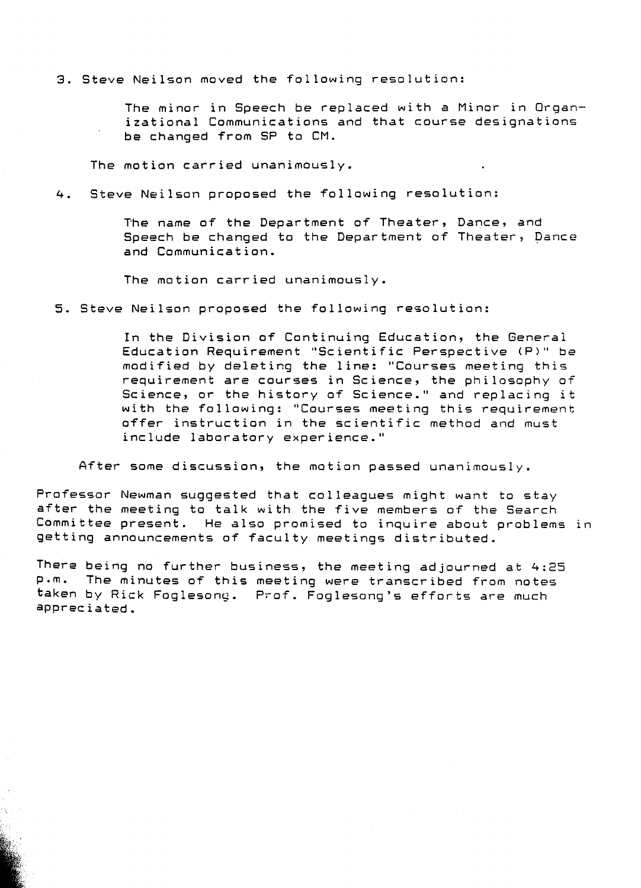3. Steve Neilson moved the following resolution:

   The minor in Speech be replaced with a Minor in Organizational Communications and that course designations be changed from SP to CM.

   The motion carried unanimously.

4. Steve Neilson proposed the following resolution:

   The name of the Department of Theater, Dance, and Speech be changed to the Department of Theater, Dance and Communication.

   The motion carried unanimously.

5. Steve Neilson proposed the following resolution:

   In the Division of Continuing Education, the General Education Requirement "Scientific Perspective (P)" be modified by deleting the line: "Courses meeting this requirement are courses in Science, the philosophy of Science, or the history of Science." and replacing it with the following: "Courses meeting this requirement offer instruction in the scientific method and must include laboratory experience."

   After some discussion, the motion passed unanimously.

Professor Newman suggested that colleagues might want to stay after the meeting to talk with the five members of the Search Committee present. He also promised to inquire about problems in getting announcements of faculty meetings distributed.

There being no further business, the meeting adjourned at 4:25 p.m. The minutes of this meeting were transcribed from notes taken by Rick Foglesong. Prof. Foglesong's efforts are much appreciated.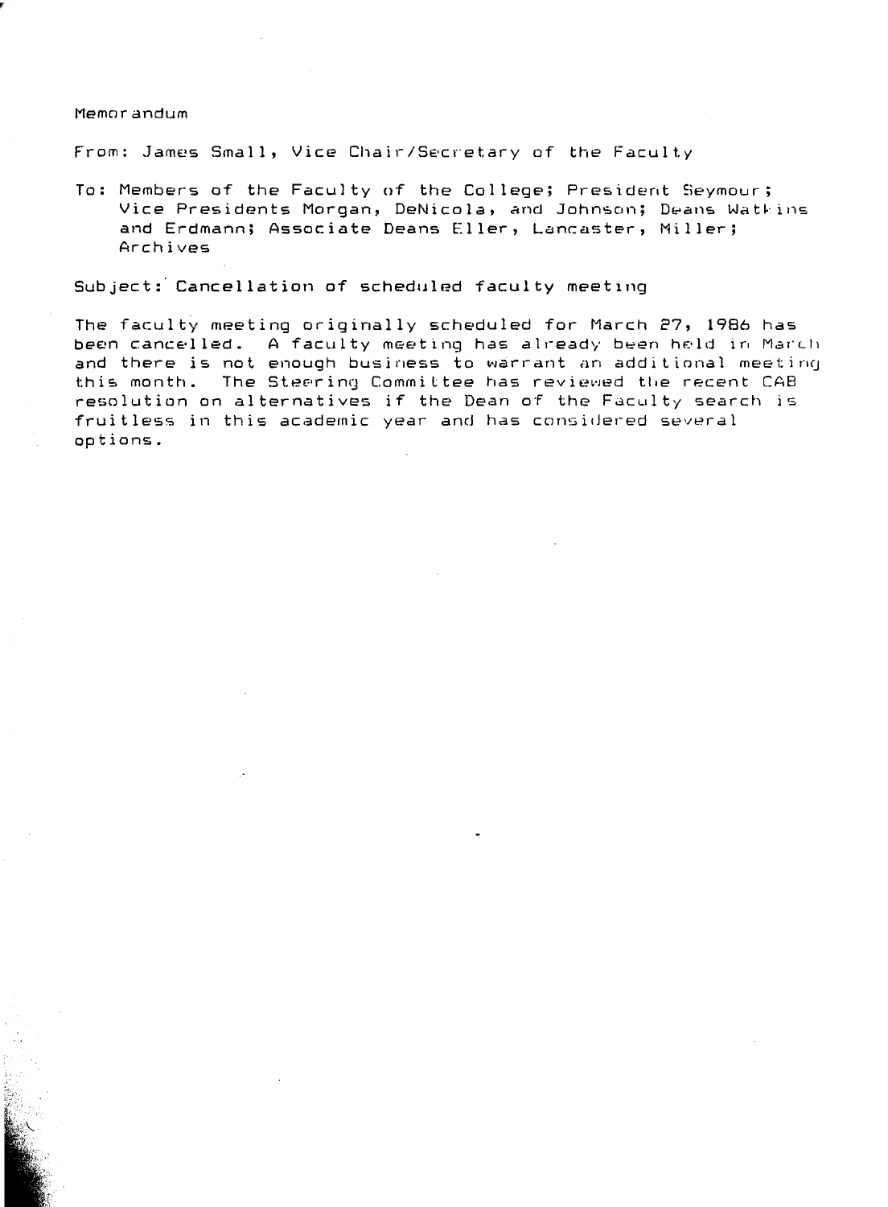Memorandum

From: James Small, Vice Chair/Secretary of the Faculty

To: Members of the Faculty of the College; President Seymour; Vice Presidents Morgan, DeNicola, and Johnson; Deans Watkins and Erdmann; Associate Deans Eller, Lancaster, Miller; Archives

Subject: Cancellation of scheduled faculty meeting

The faculty meeting originally scheduled for March 27, 1986 has been cancelled. A faculty meeting has already been held in March and there is not enough business to warrant an additional meeting this month. The Steering Committee has reviewed the recent CAB resolution on alternatives if the Dean of the Faculty search is fruitless in this academic year and has considered several options.